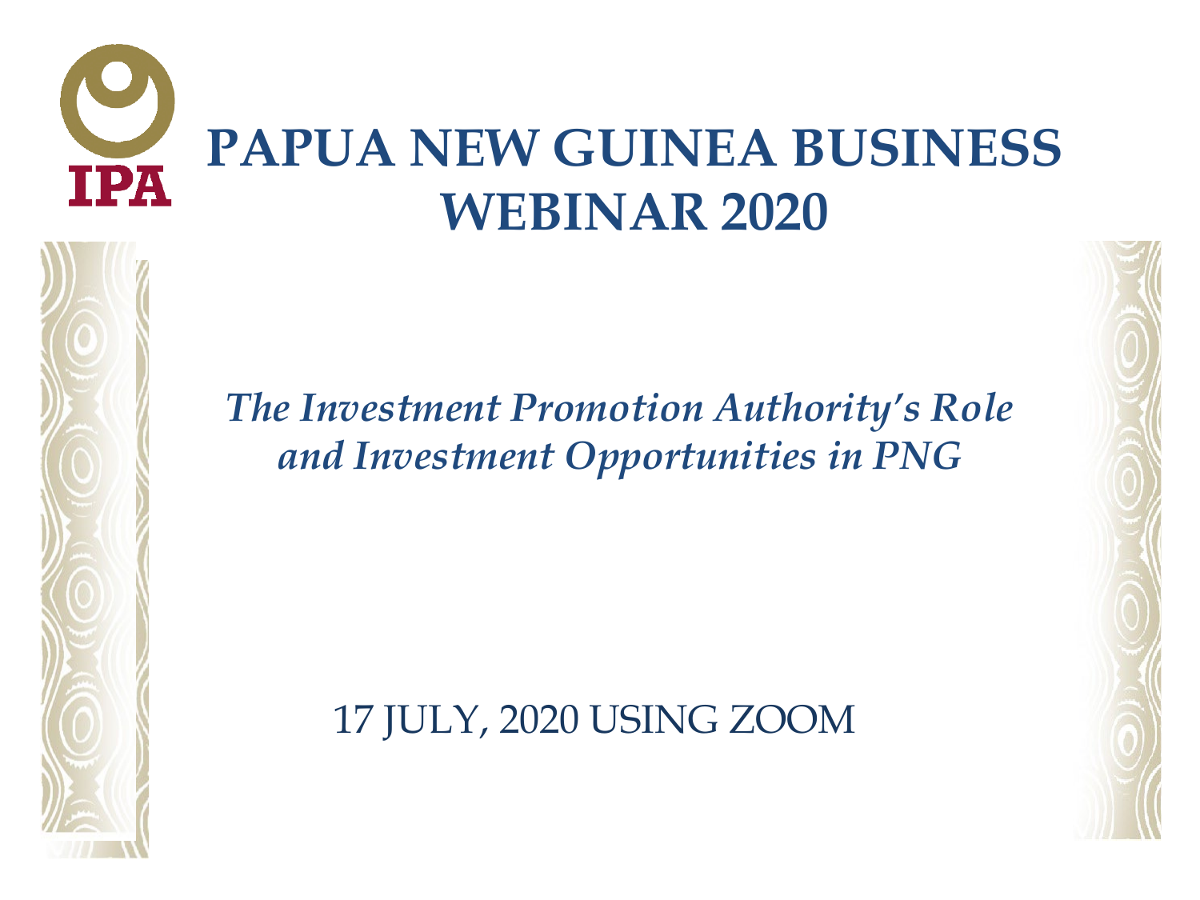IPA

# PAPUA NEW GUINEA BUSINESS WEBINAR 2020

*The Investment Promotion Authority's Role and Investment Opportunities in PNG*

17 JULY, 2020 USING ZOOM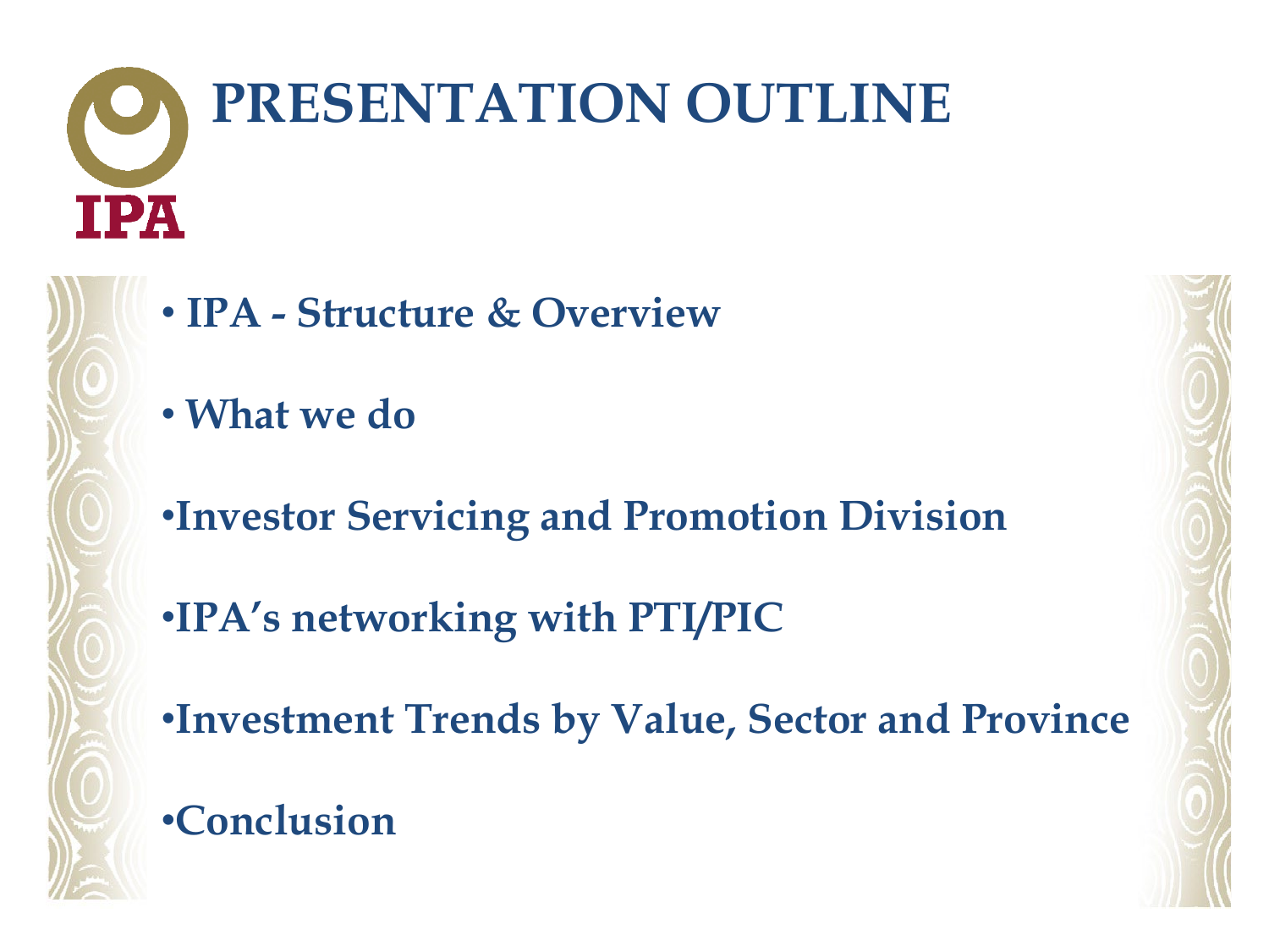# PRESENTATION OUTLINE

IPA

- **IPA - Structure & Overview**
- **What we do**
- **Investor Servicing and Promotion Division**
- **IPA's networking with PTI/PIC**
- **Investment Trends by Value, Sector and Province**
- **Conclusion**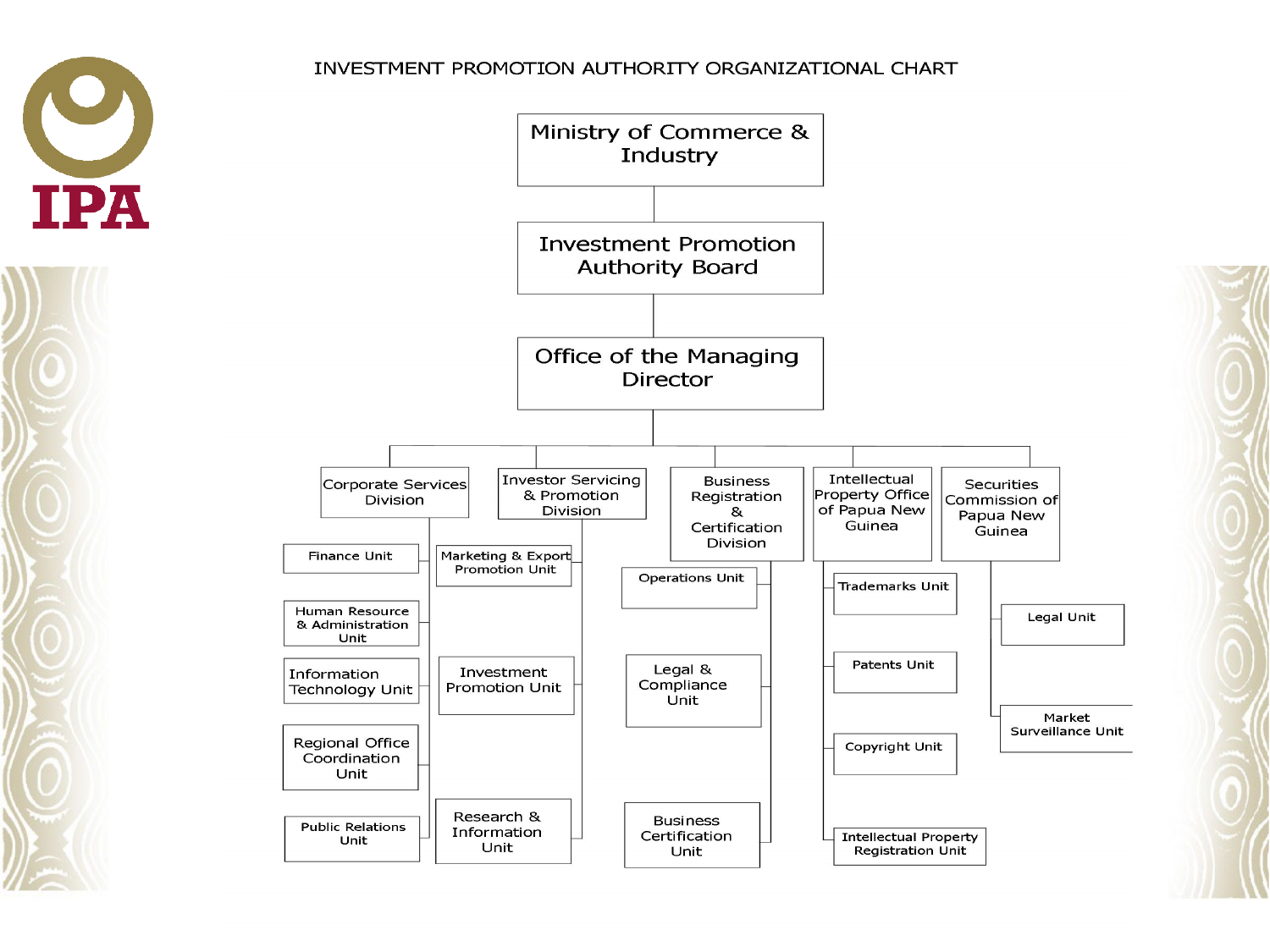# INVESTMENT PROMOTION AUTHORITY ORGANIZATIONAL CHART

IPA

- Ministry of Commerce & Industry
  - Investment Promotion Authority Board
    - Office of the Managing Director
      - Corporate Services Division
        - Finance Unit
        - Human Resource & Administration Unit
        - Information Technology Unit
        - Regional Office Coordination Unit
        - Public Relations Unit
      - Investor Servicing & Promotion Division
        - Marketing & Export Promotion Unit
        - Investment Promotion Unit
        - Research & Information Unit
      - Business Registration & Certification Division
        - Operations Unit
        - Legal & Compliance Unit
        - Business Certification Unit
      - Intellectual Property Office of Papua New Guinea
        - Trademarks Unit
        - Patents Unit
        - Copyright Unit
        - Intellectual Property Registration Unit
      - Securities Commission of Papua New Guinea
        - Legal Unit
        - Market Surveillance Unit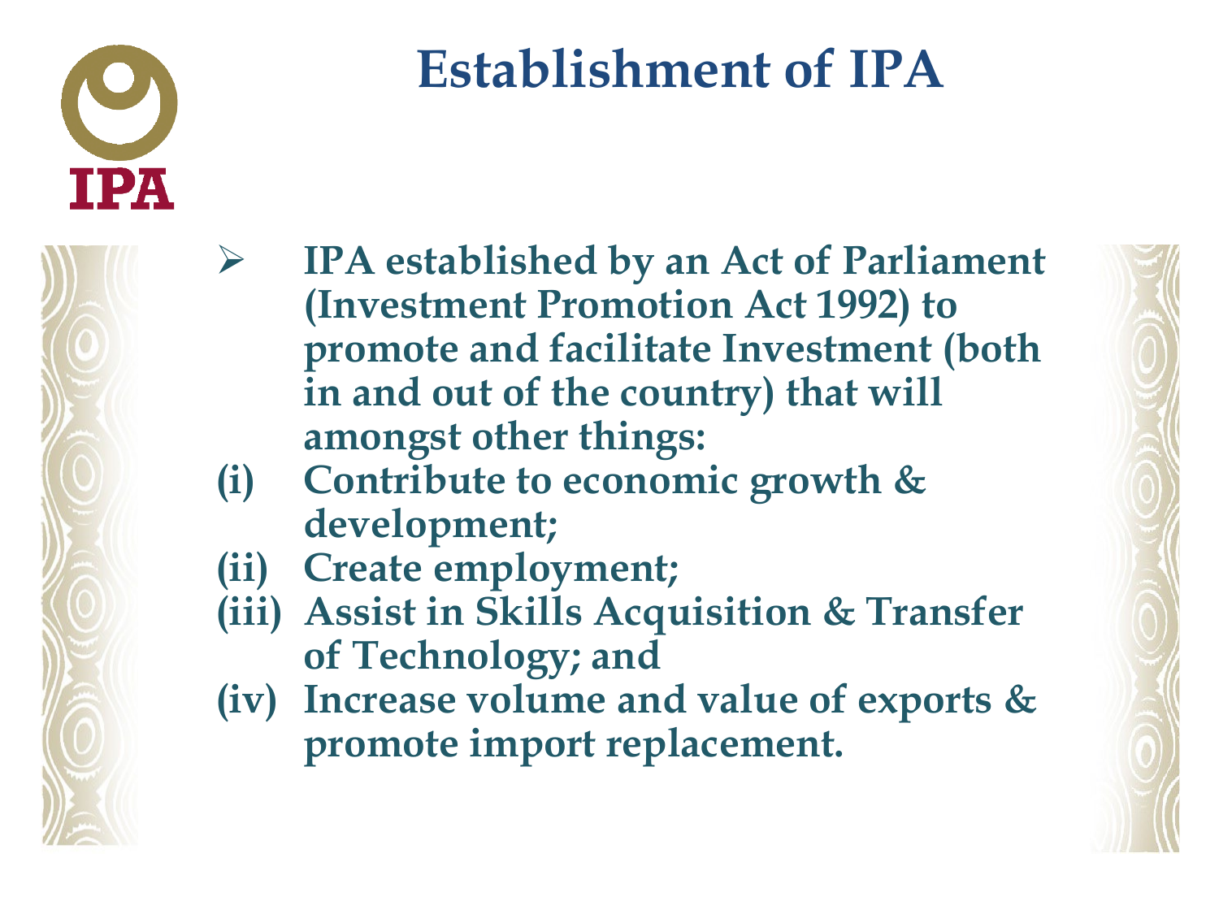# Establishment of IPA

- **IPA established by an Act of Parliament (Investment Promotion Act 1992) to promote and facilitate Investment (both in and out of the country) that will amongst other things:**

**(i) Contribute to economic growth & development;**

**(ii) Create employment;**

**(iii) Assist in Skills Acquisition & Transfer of Technology; and**

**(iv) Increase volume and value of exports & promote import replacement.**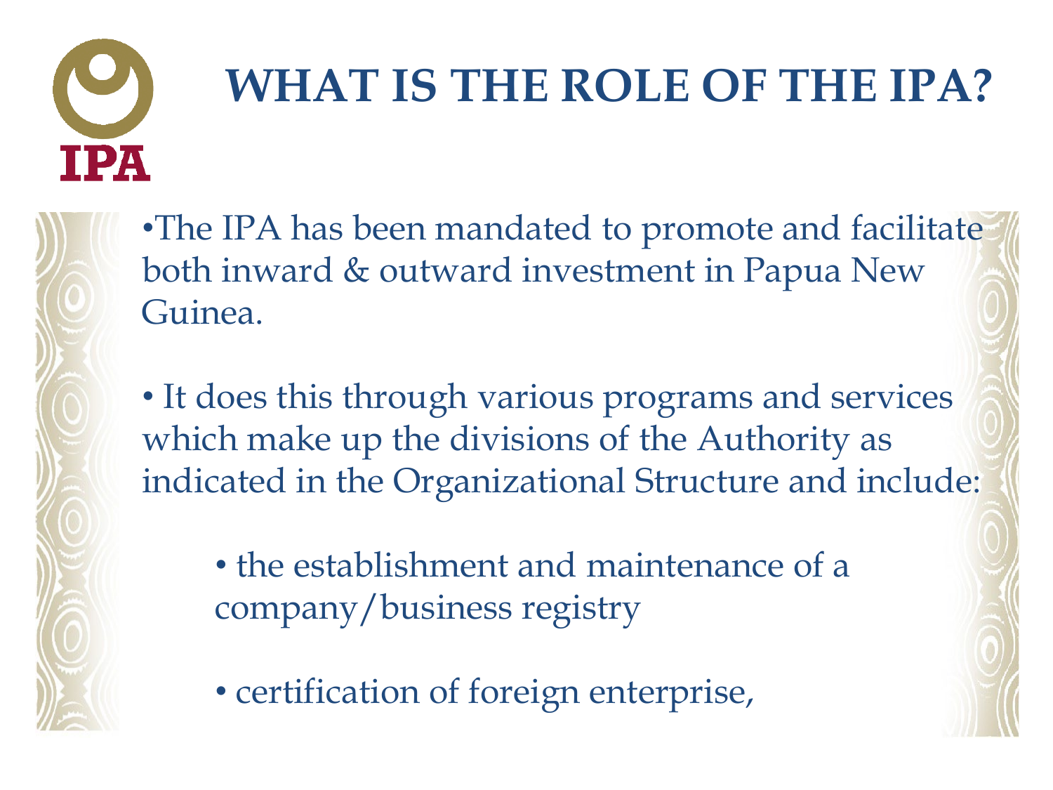# WHAT IS THE ROLE OF THE IPA?

- The IPA has been mandated to promote and facilitate both inward & outward investment in Papua New Guinea.

- It does this through various programs and services which make up the divisions of the Authority as indicated in the Organizational Structure and include:

    - the establishment and maintenance of a company/business registry

    - certification of foreign enterprise,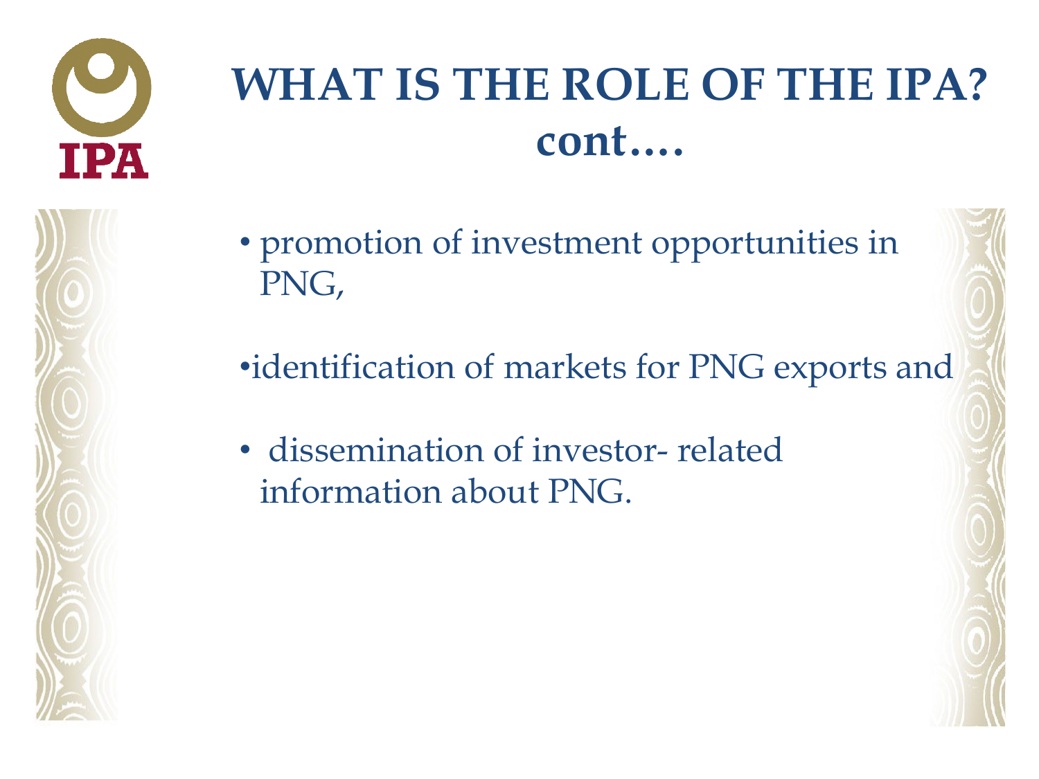# WHAT IS THE ROLE OF THE IPA? cont….

- promotion of investment opportunities in PNG,
- identification of markets for PNG exports and
- dissemination of investor- related information about PNG.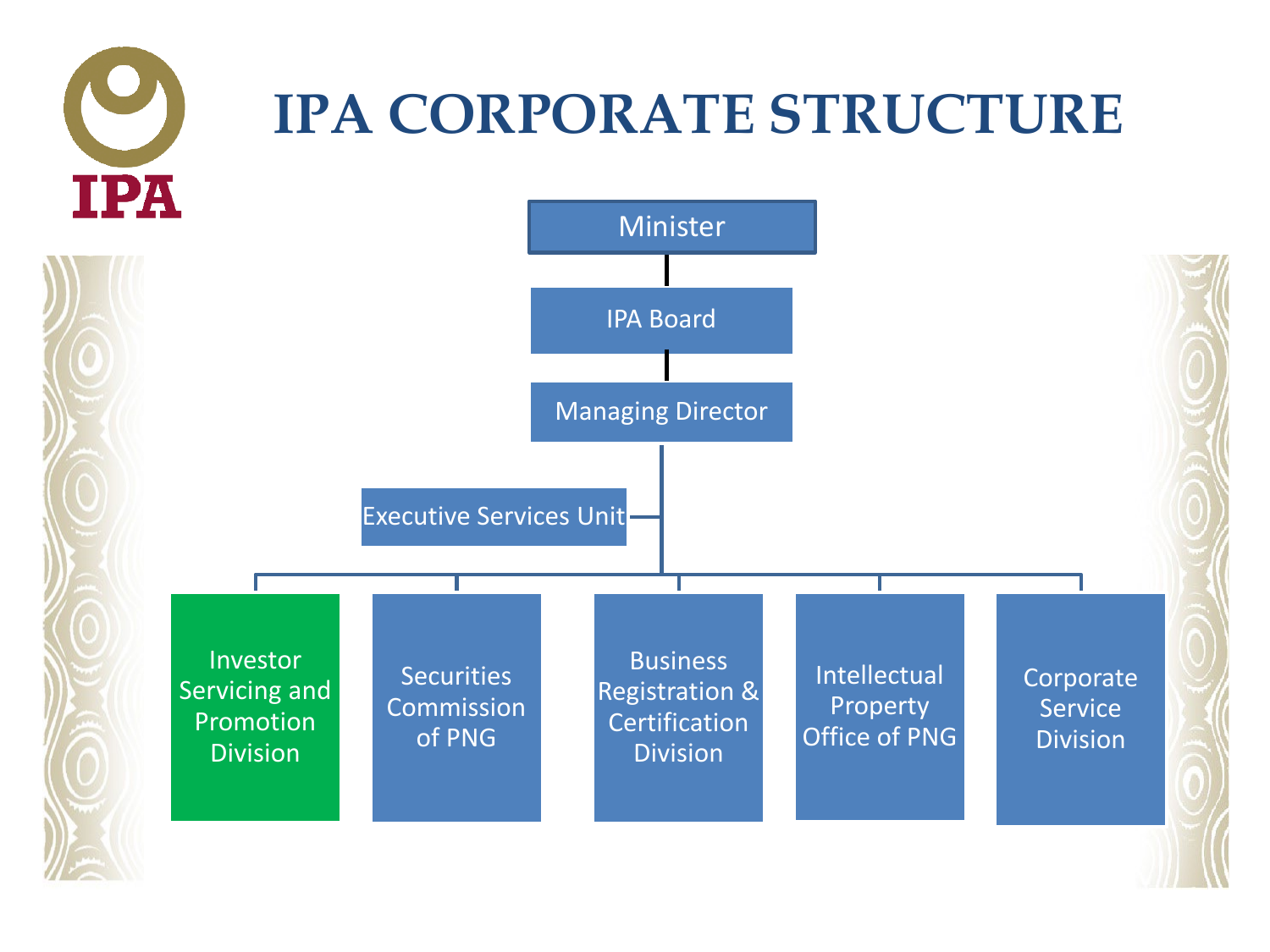# IPA CORPORATE STRUCTURE

- Minister
  - IPA Board
    - Managing Director
      - Executive Services Unit
      - Investor Servicing and Promotion Division
      - Securities Commission of PNG
      - Business Registration & Certification Division
      - Intellectual Property Office of PNG
      - Corporate Service Division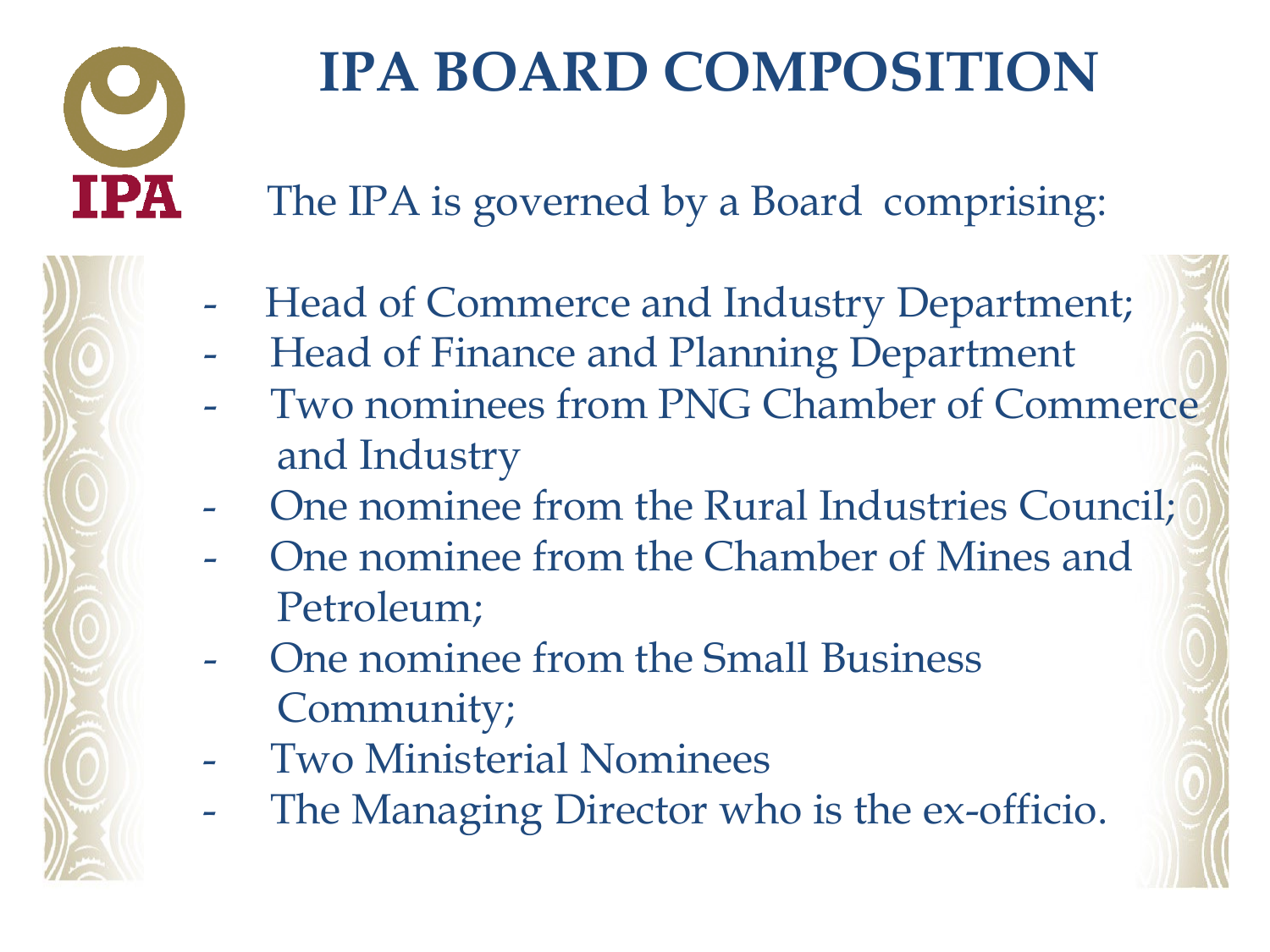# IPA BOARD COMPOSITION

The IPA is governed by a Board comprising:

- Head of Commerce and Industry Department;
- Head of Finance and Planning Department
- Two nominees from PNG Chamber of Commerce and Industry
- One nominee from the Rural Industries Council;
- One nominee from the Chamber of Mines and Petroleum;
- One nominee from the Small Business Community;
- Two Ministerial Nominees
- The Managing Director who is the ex-officio.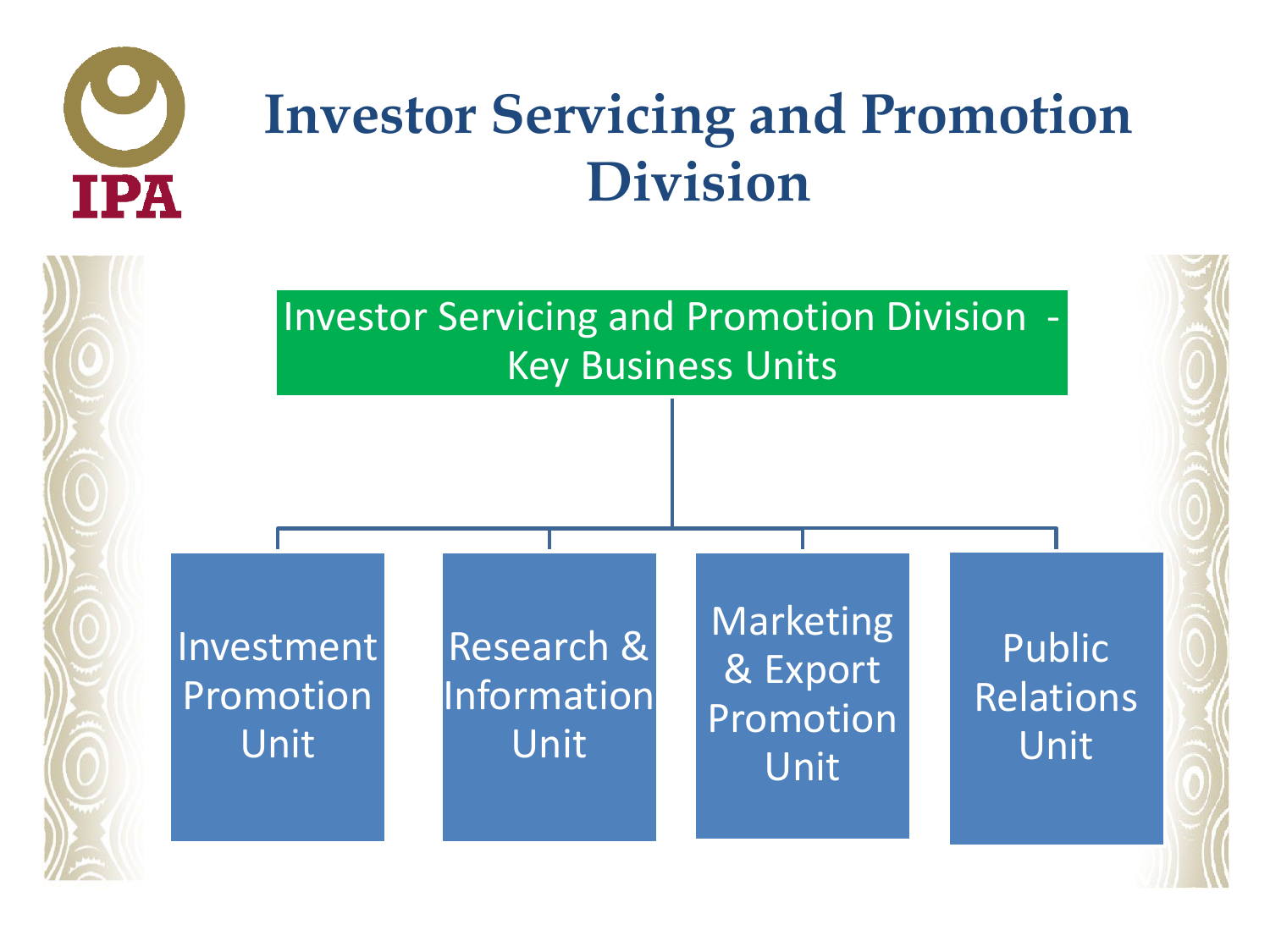# Investor Servicing and Promotion Division

Investor Servicing and Promotion Division - Key Business Units

- Investment Promotion Unit
- Research & Information Unit
- Marketing & Export Promotion Unit
- Public Relations Unit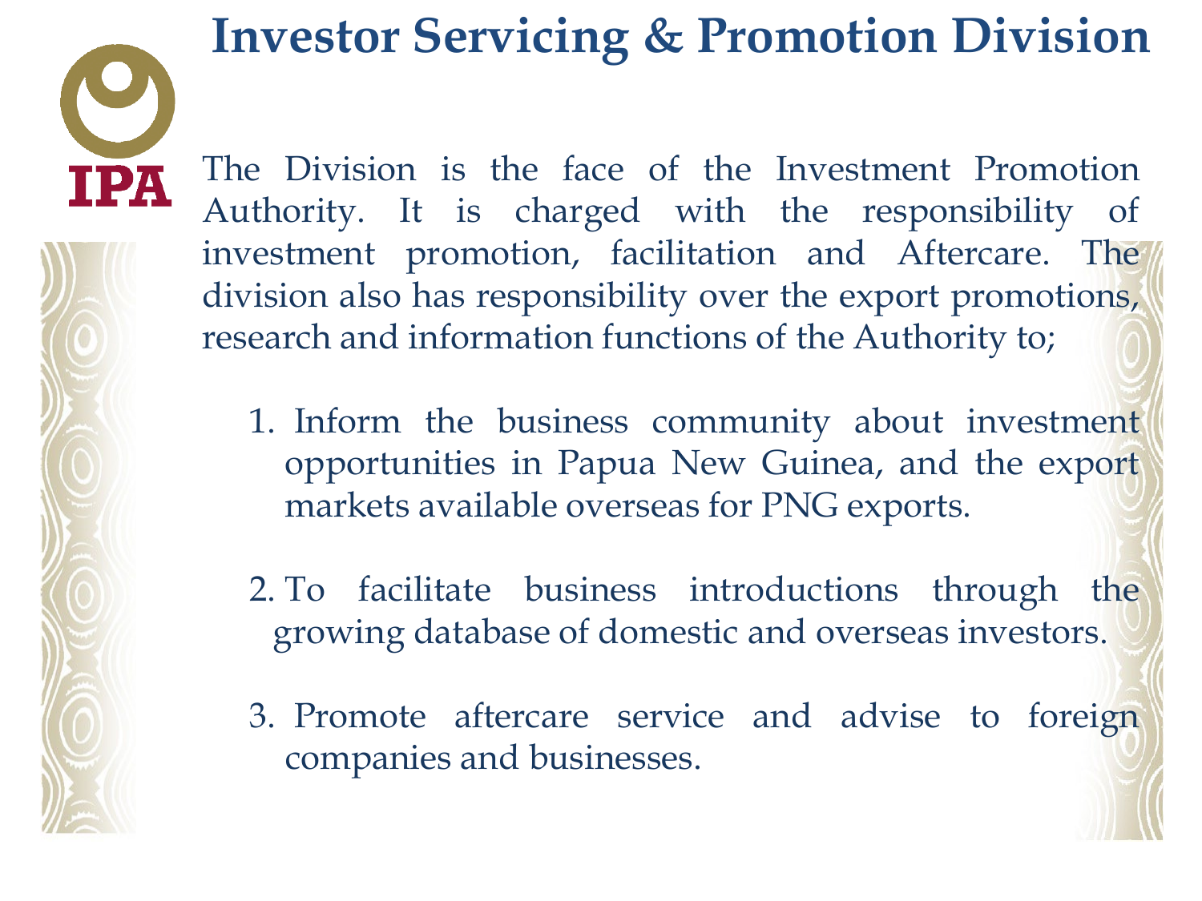# Investor Servicing & Promotion Division

IPA

The Division is the face of the Investment Promotion Authority. It is charged with the responsibility of investment promotion, facilitation and Aftercare. The division also has responsibility over the export promotions, research and information functions of the Authority to;

1. Inform the business community about investment opportunities in Papua New Guinea, and the export markets available overseas for PNG exports.

2. To facilitate business introductions through the growing database of domestic and overseas investors.

3. Promote aftercare service and advise to foreign companies and businesses.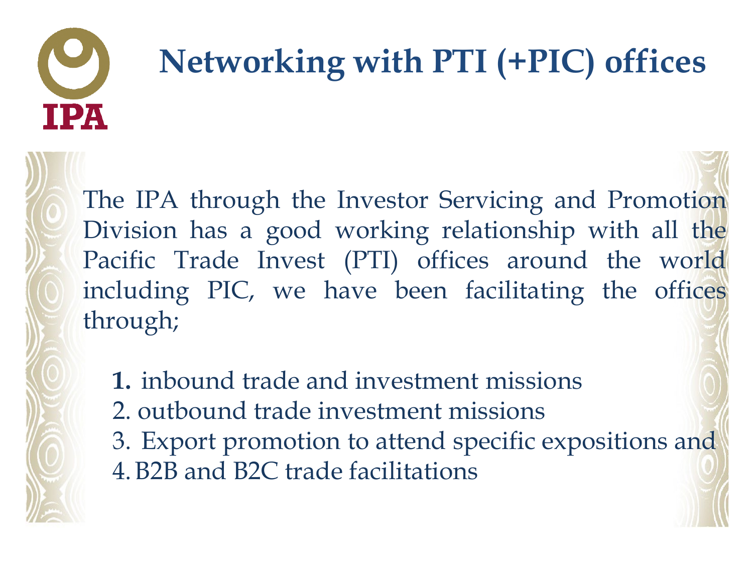# Networking with PTI (+PIC) offices

The IPA through the Investor Servicing and Promotion Division has a good working relationship with all the Pacific Trade Invest (PTI) offices around the world including PIC, we have been facilitating the offices through;

1. inbound trade and investment missions
2. outbound trade investment missions
3. Export promotion to attend specific expositions and
4. B2B and B2C trade facilitations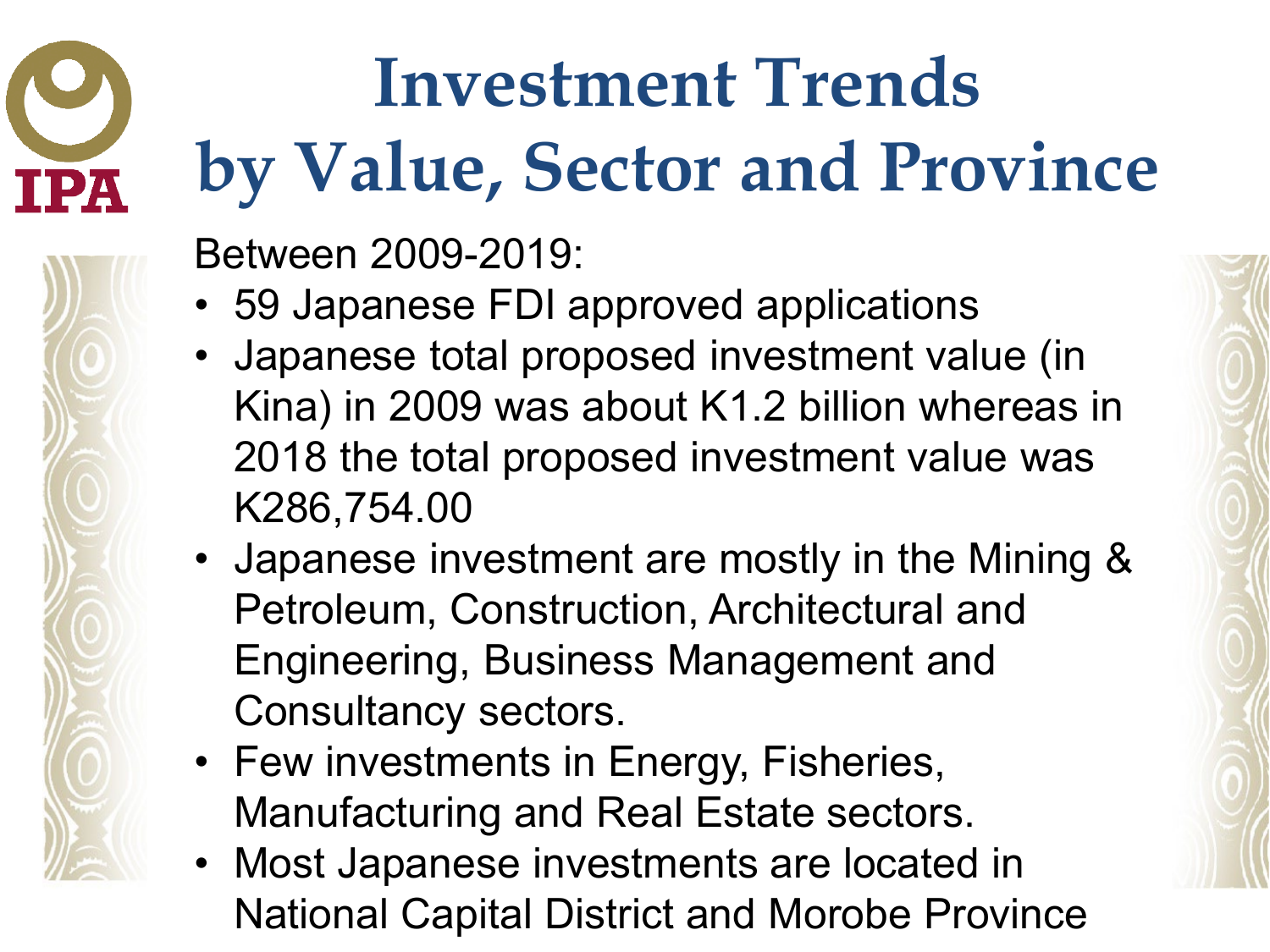# Investment Trends by Value, Sector and Province

Between 2009-2019:

- 59 Japanese FDI approved applications
- Japanese total proposed investment value (in Kina) in 2009 was about K1.2 billion whereas in 2018 the total proposed investment value was K286,754.00
- Japanese investment are mostly in the Mining & Petroleum, Construction, Architectural and Engineering, Business Management and Consultancy sectors.
- Few investments in Energy, Fisheries, Manufacturing and Real Estate sectors.
- Most Japanese investments are located in National Capital District and Morobe Province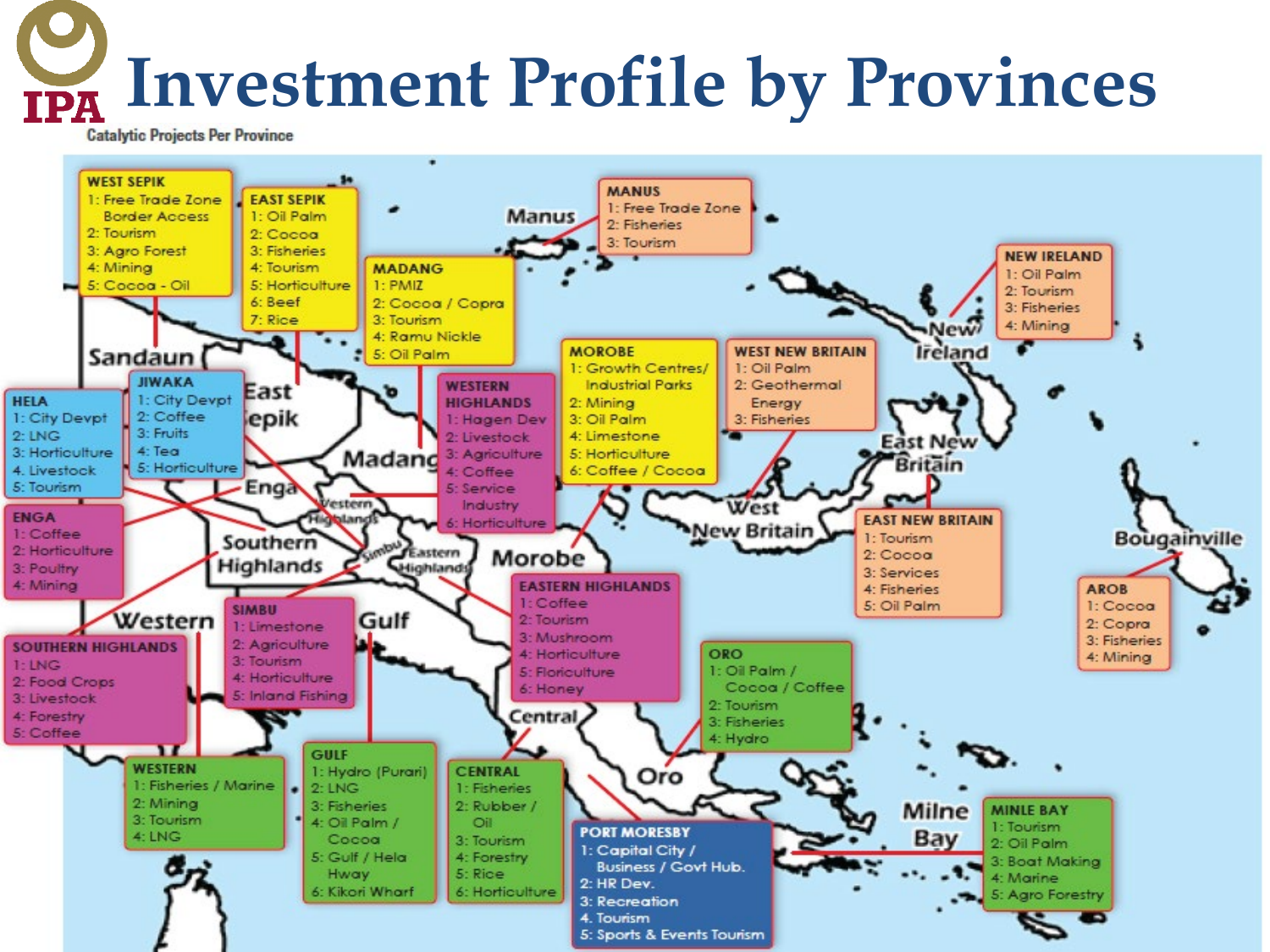# Investment Profile by Provinces

Catalytic Projects Per Province

**WEST SEPIK**
1: Free Trade Zone Border Access
2: Tourism
3: Agro Forest
4: Mining
5: Cocoa - Oil

**EAST SEPIK**
1: Oil Palm
2: Cocoa
3: Fisheries
4: Tourism
5: Horticulture
6: Beef
7: Rice

**MADANG**
1: PMIZ
2: Cocoa / Copra
3: Tourism
4: Ramu Nickle
5: Oil Palm

**MANUS**
1: Free Trade Zone
2: Fisheries
3: Tourism

**NEW IRELAND**
1: Oil Palm
2: Tourism
3: Fisheries
4: Mining

**HELA**
1: City Devpt
2: LNG
3: Horticulture
4: Livestock
5: Tourism

**JIWAKA**
1: City Devpt
2: Coffee
3: Fruits
4: Tea
5: Horticulture

**WESTERN HIGHLANDS**
1: Hagen Dev
2: Livestock
3: Agriculture
4: Coffee
5: Service Industry
6: Horticulture

**MOROBE**
1: Growth Centres/ Industrial Parks
2: Mining
3: Oil Palm
4: Limestone
5: Horticulture
6: Coffee / Cocoa

**WEST NEW BRITAIN**
1: Oil Palm
2: Geothermal Energy
3: Fisheries

**ENGA**
1: Coffee
2: Horticulture
3: Poultry
4: Mining

**EAST NEW BRITAIN**
1: Tourism
2: Cocoa
3: Services
4: Fisheries
5: Oil Palm

**AROB**
1: Cocoa
2: Copra
3: Fisheries
4: Mining

**SIMBU**
1: Limestone
2: Agriculture
3: Tourism
4: Horticulture
5: Inland Fishing

**EASTERN HIGHLANDS**
1: Coffee
2: Tourism
3: Mushroom
4: Horticulture
5: Floriculture
6: Honey

**SOUTHERN HIGHLANDS**
1: LNG
2: Food Crops
3: Livestock
4: Forestry
5: Coffee

**ORO**
1: Oil Palm / Cocoa / Coffee
2: Tourism
3: Fisheries
4: Hydro

**WESTERN**
1: Fisheries / Marine
2: Mining
3: Tourism
4: LNG

**GULF**
1: Hydro (Purari)
2: LNG
3: Fisheries
4: Oil Palm / Cocoa
5: Gulf / Hela Hway
6: Kikori Wharf

**CENTRAL**
1: Fisheries
2: Rubber / Oil
3: Tourism
4: Forestry
5: Rice
6: Horticulture

**PORT MORESBY**
1: Capital City / Business / Govt Hub.
2: HR Dev.
3: Recreation
4. Tourism
5: Sports & Events Tourism

**MINLE BAY**
1: Tourism
2: Oil Palm
3: Boat Making
4: Marine
5: Agro Forestry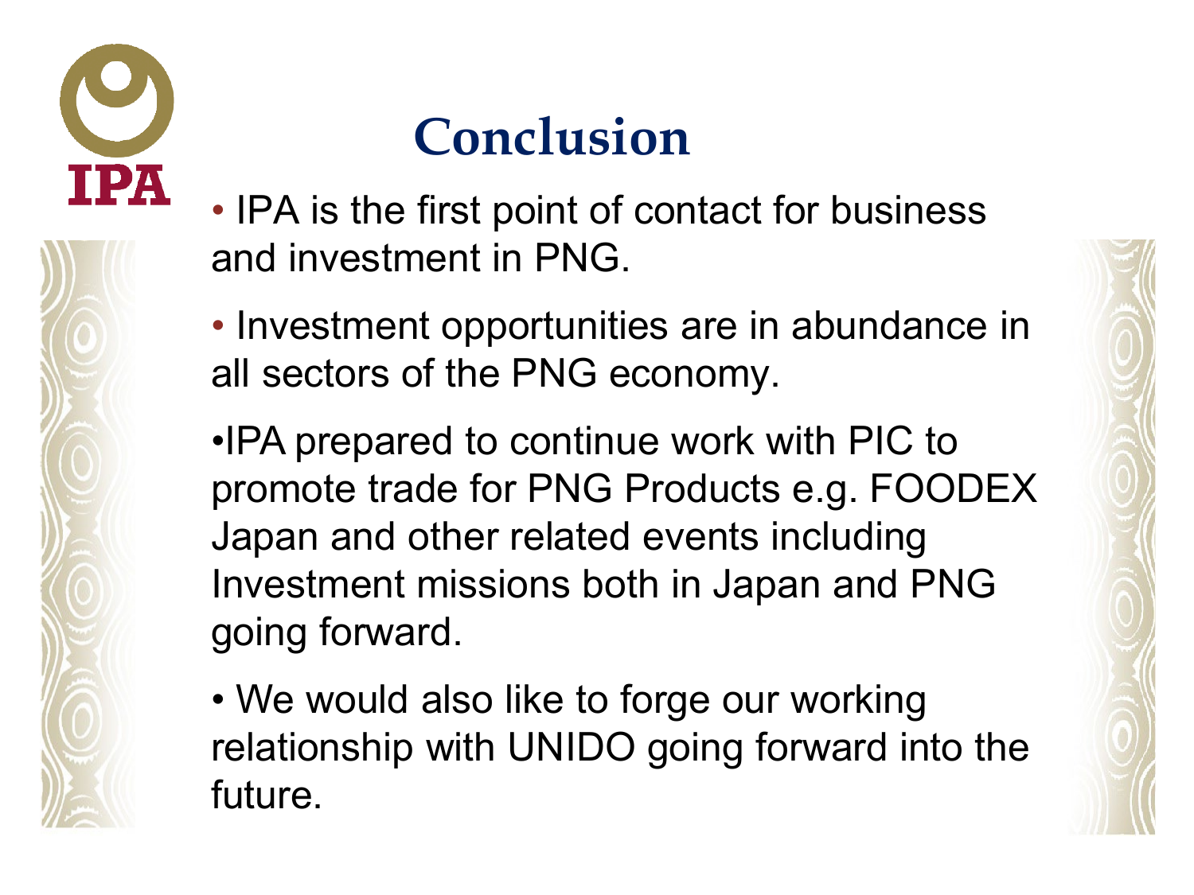# Conclusion

- IPA is the first point of contact for business and investment in PNG.
- Investment opportunities are in abundance in all sectors of the PNG economy.
- IPA prepared to continue work with PIC to promote trade for PNG Products e.g. FOODEX Japan and other related events including Investment missions both in Japan and PNG going forward.
- We would also like to forge our working relationship with UNIDO going forward into the future.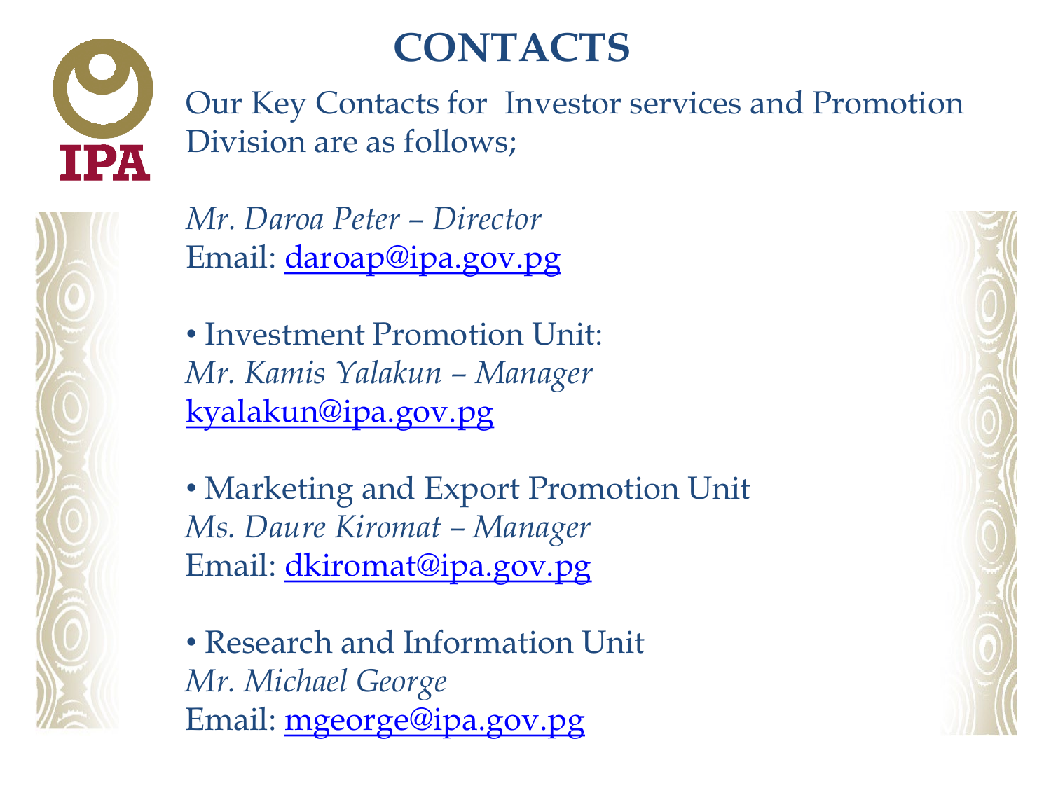# CONTACTS

Our Key Contacts for Investor services and Promotion Division are as follows;

*Mr. Daroa Peter – Director*
Email: daroap@ipa.gov.pg

- Investment Promotion Unit:
  *Mr. Kamis Yalakun – Manager*
  kyalakun@ipa.gov.pg

- Marketing and Export Promotion Unit
  *Ms. Daure Kiromat – Manager*
  Email: dkiromat@ipa.gov.pg

- Research and Information Unit
  *Mr. Michael George*
  Email: mgeorge@ipa.gov.pg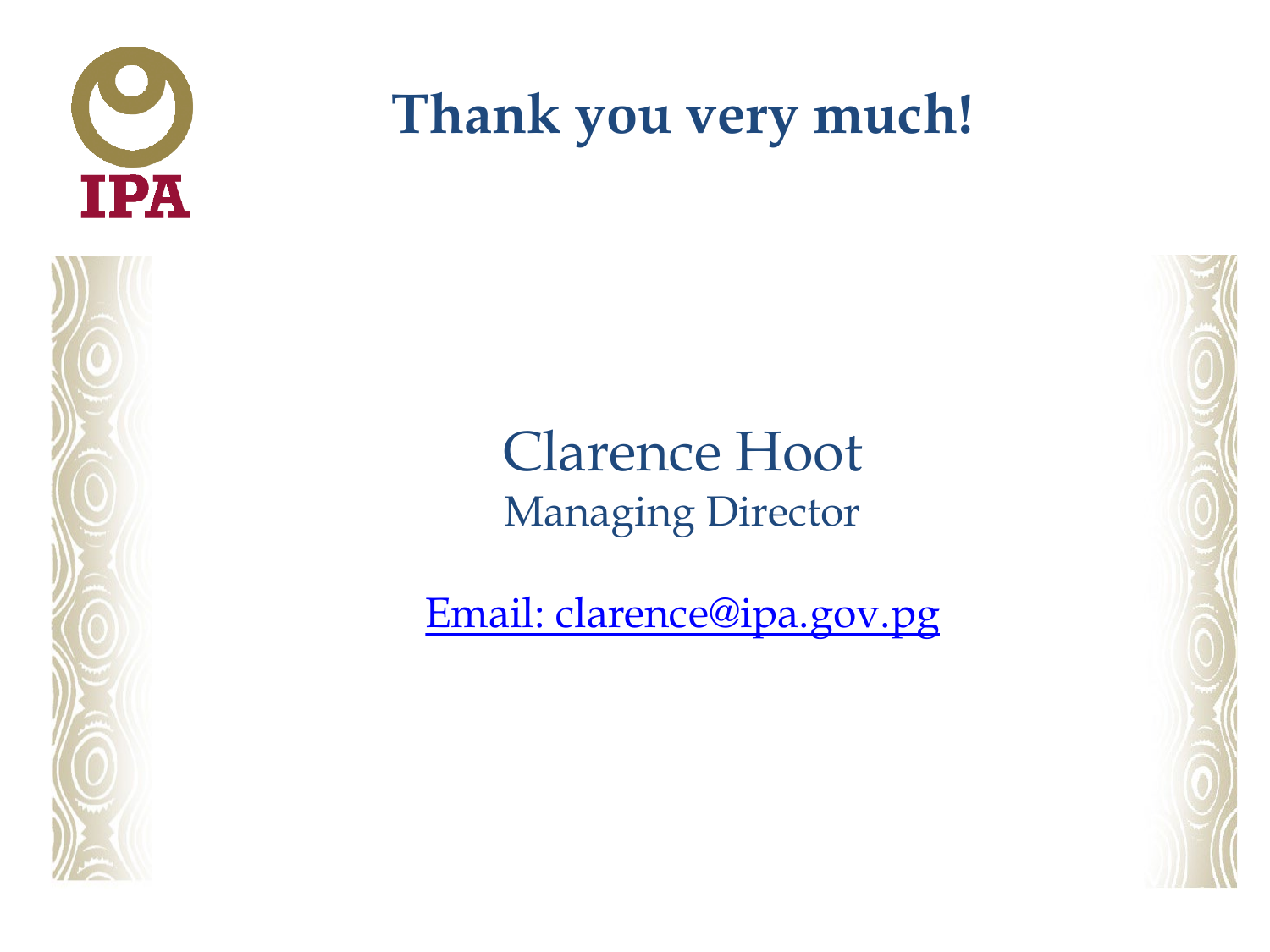IPA

# Thank you very much!

Clarence Hoot
Managing Director

Email: clarence@ipa.gov.pg